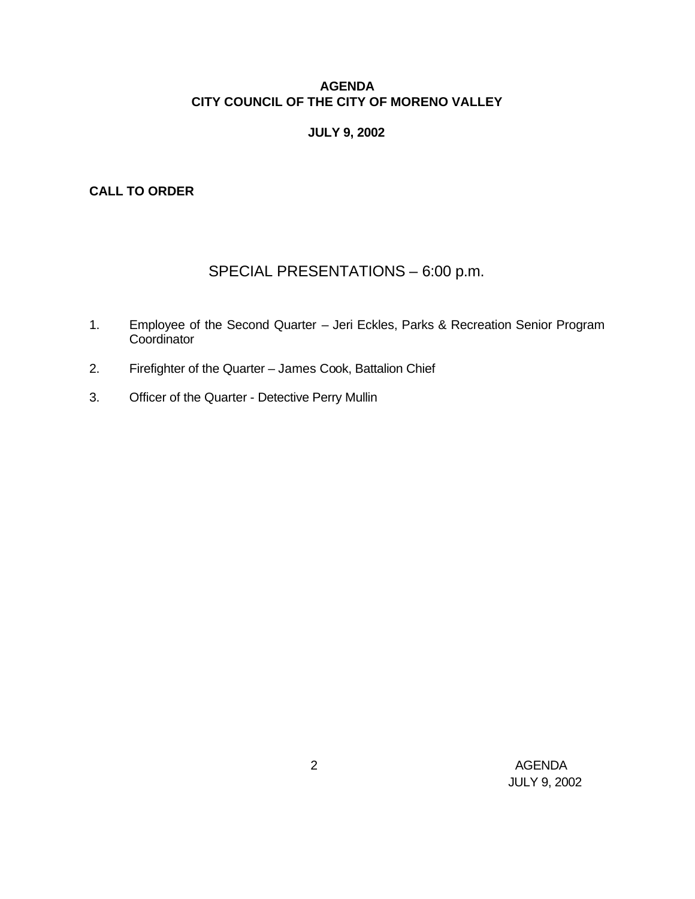**AGENDA**
**CITY COUNCIL OF THE CITY OF MORENO VALLEY**

**JULY 9, 2002**

**CALL TO ORDER**

## SPECIAL PRESENTATIONS – 6:00 p.m.

1. Employee of the Second Quarter – Jeri Eckles, Parks & Recreation Senior Program Coordinator

2. Firefighter of the Quarter – James Cook, Battalion Chief

3. Officer of the Quarter - Detective Perry Mullin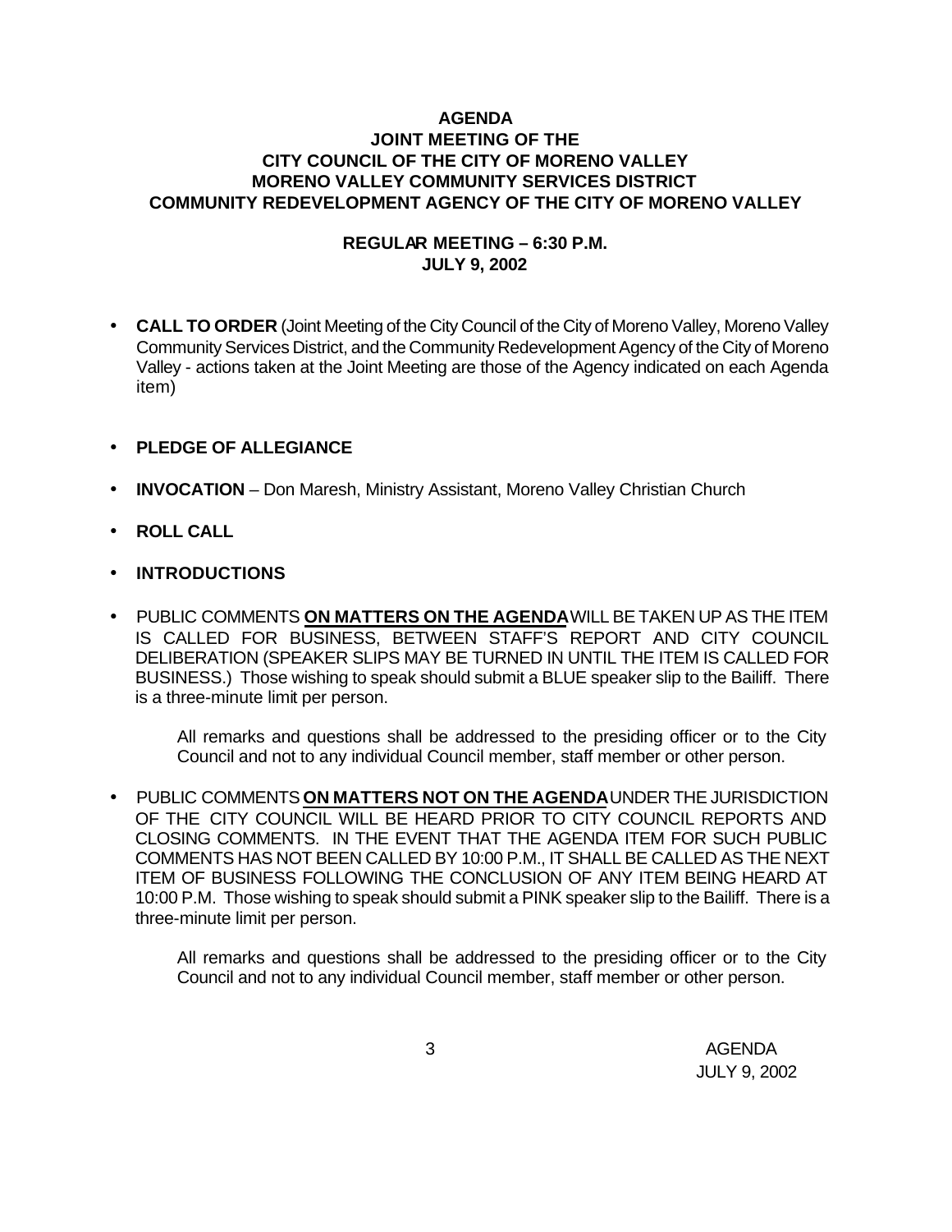**AGENDA**
**JOINT MEETING OF THE**
**CITY COUNCIL OF THE CITY OF MORENO VALLEY**
**MORENO VALLEY COMMUNITY SERVICES DISTRICT**
**COMMUNITY REDEVELOPMENT AGENCY OF THE CITY OF MORENO VALLEY**

**REGULAR MEETING – 6:30 P.M.**
**JULY 9, 2002**

- **CALL TO ORDER** (Joint Meeting of the City Council of the City of Moreno Valley, Moreno Valley Community Services District, and the Community Redevelopment Agency of the City of Moreno Valley - actions taken at the Joint Meeting are those of the Agency indicated on each Agenda item)

- **PLEDGE OF ALLEGIANCE**

- **INVOCATION** – Don Maresh, Ministry Assistant, Moreno Valley Christian Church

- **ROLL CALL**

- **INTRODUCTIONS**

- PUBLIC COMMENTS **ON MATTERS ON THE AGENDA** WILL BE TAKEN UP AS THE ITEM IS CALLED FOR BUSINESS, BETWEEN STAFF'S REPORT AND CITY COUNCIL DELIBERATION (SPEAKER SLIPS MAY BE TURNED IN UNTIL THE ITEM IS CALLED FOR BUSINESS.) Those wishing to speak should submit a BLUE speaker slip to the Bailiff. There is a three-minute limit per person.

  All remarks and questions shall be addressed to the presiding officer or to the City Council and not to any individual Council member, staff member or other person.

- PUBLIC COMMENTS **ON MATTERS NOT ON THE AGENDA** UNDER THE JURISDICTION OF THE CITY COUNCIL WILL BE HEARD PRIOR TO CITY COUNCIL REPORTS AND CLOSING COMMENTS. IN THE EVENT THAT THE AGENDA ITEM FOR SUCH PUBLIC COMMENTS HAS NOT BEEN CALLED BY 10:00 P.M., IT SHALL BE CALLED AS THE NEXT ITEM OF BUSINESS FOLLOWING THE CONCLUSION OF ANY ITEM BEING HEARD AT 10:00 P.M. Those wishing to speak should submit a PINK speaker slip to the Bailiff. There is a three-minute limit per person.

  All remarks and questions shall be addressed to the presiding officer or to the City Council and not to any individual Council member, staff member or other person.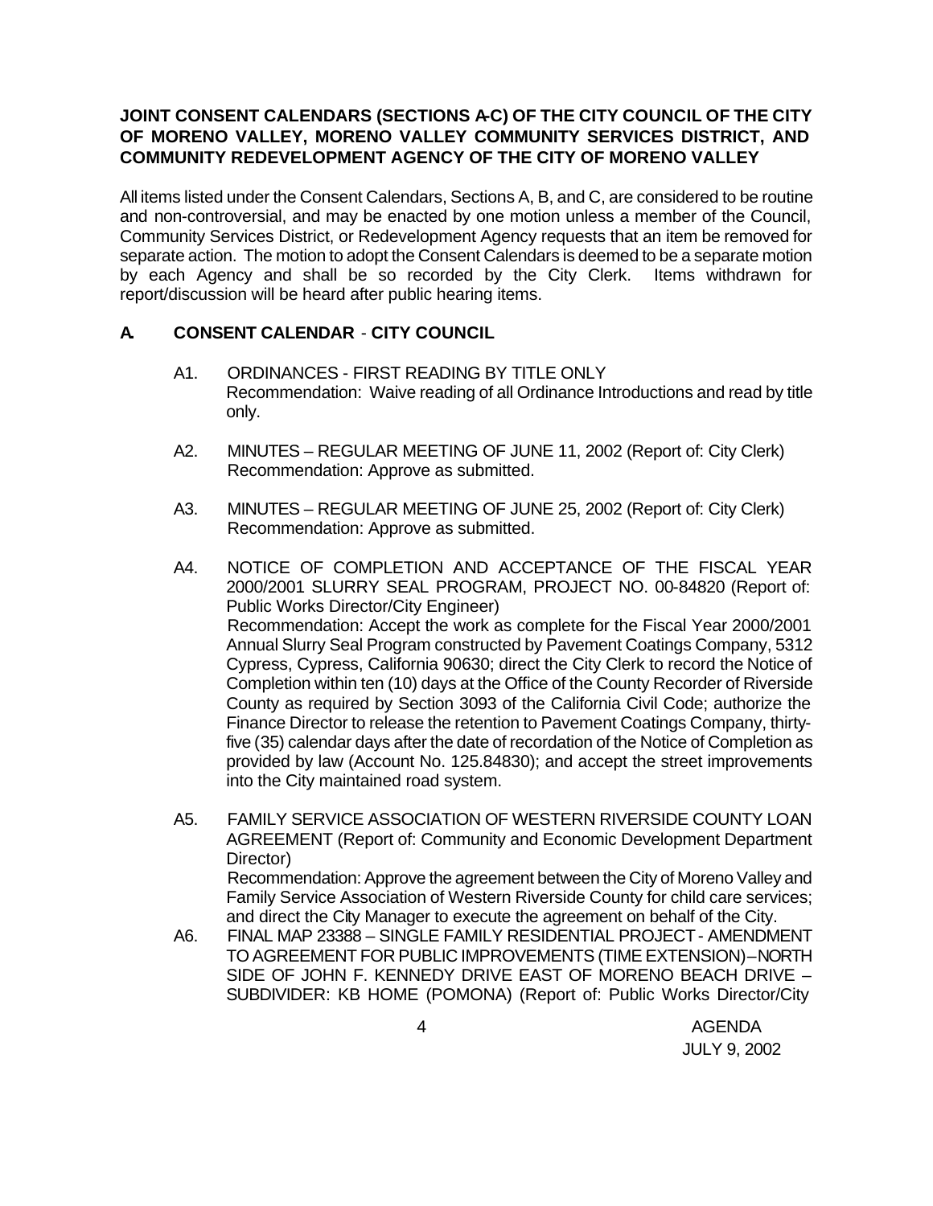**JOINT CONSENT CALENDARS (SECTIONS A-C) OF THE CITY COUNCIL OF THE CITY OF MORENO VALLEY, MORENO VALLEY COMMUNITY SERVICES DISTRICT, AND COMMUNITY REDEVELOPMENT AGENCY OF THE CITY OF MORENO VALLEY**

All items listed under the Consent Calendars, Sections A, B, and C, are considered to be routine and non-controversial, and may be enacted by one motion unless a member of the Council, Community Services District, or Redevelopment Agency requests that an item be removed for separate action. The motion to adopt the Consent Calendars is deemed to be a separate motion by each Agency and shall be so recorded by the City Clerk. Items withdrawn for report/discussion will be heard after public hearing items.

## A. CONSENT CALENDAR - CITY COUNCIL

A1. ORDINANCES - FIRST READING BY TITLE ONLY
Recommendation: Waive reading of all Ordinance Introductions and read by title only.

A2. MINUTES – REGULAR MEETING OF JUNE 11, 2002 (Report of: City Clerk)
Recommendation: Approve as submitted.

A3. MINUTES – REGULAR MEETING OF JUNE 25, 2002 (Report of: City Clerk)
Recommendation: Approve as submitted.

A4. NOTICE OF COMPLETION AND ACCEPTANCE OF THE FISCAL YEAR 2000/2001 SLURRY SEAL PROGRAM, PROJECT NO. 00-84820 (Report of: Public Works Director/City Engineer)
Recommendation: Accept the work as complete for the Fiscal Year 2000/2001 Annual Slurry Seal Program constructed by Pavement Coatings Company, 5312 Cypress, Cypress, California 90630; direct the City Clerk to record the Notice of Completion within ten (10) days at the Office of the County Recorder of Riverside County as required by Section 3093 of the California Civil Code; authorize the Finance Director to release the retention to Pavement Coatings Company, thirty-five (35) calendar days after the date of recordation of the Notice of Completion as provided by law (Account No. 125.84830); and accept the street improvements into the City maintained road system.

A5. FAMILY SERVICE ASSOCIATION OF WESTERN RIVERSIDE COUNTY LOAN AGREEMENT (Report of: Community and Economic Development Department Director)
Recommendation: Approve the agreement between the City of Moreno Valley and Family Service Association of Western Riverside County for child care services; and direct the City Manager to execute the agreement on behalf of the City.

A6. FINAL MAP 23388 – SINGLE FAMILY RESIDENTIAL PROJECT - AMENDMENT TO AGREEMENT FOR PUBLIC IMPROVEMENTS (TIME EXTENSION) – NORTH SIDE OF JOHN F. KENNEDY DRIVE EAST OF MORENO BEACH DRIVE – SUBDIVIDER: KB HOME (POMONA) (Report of: Public Works Director/City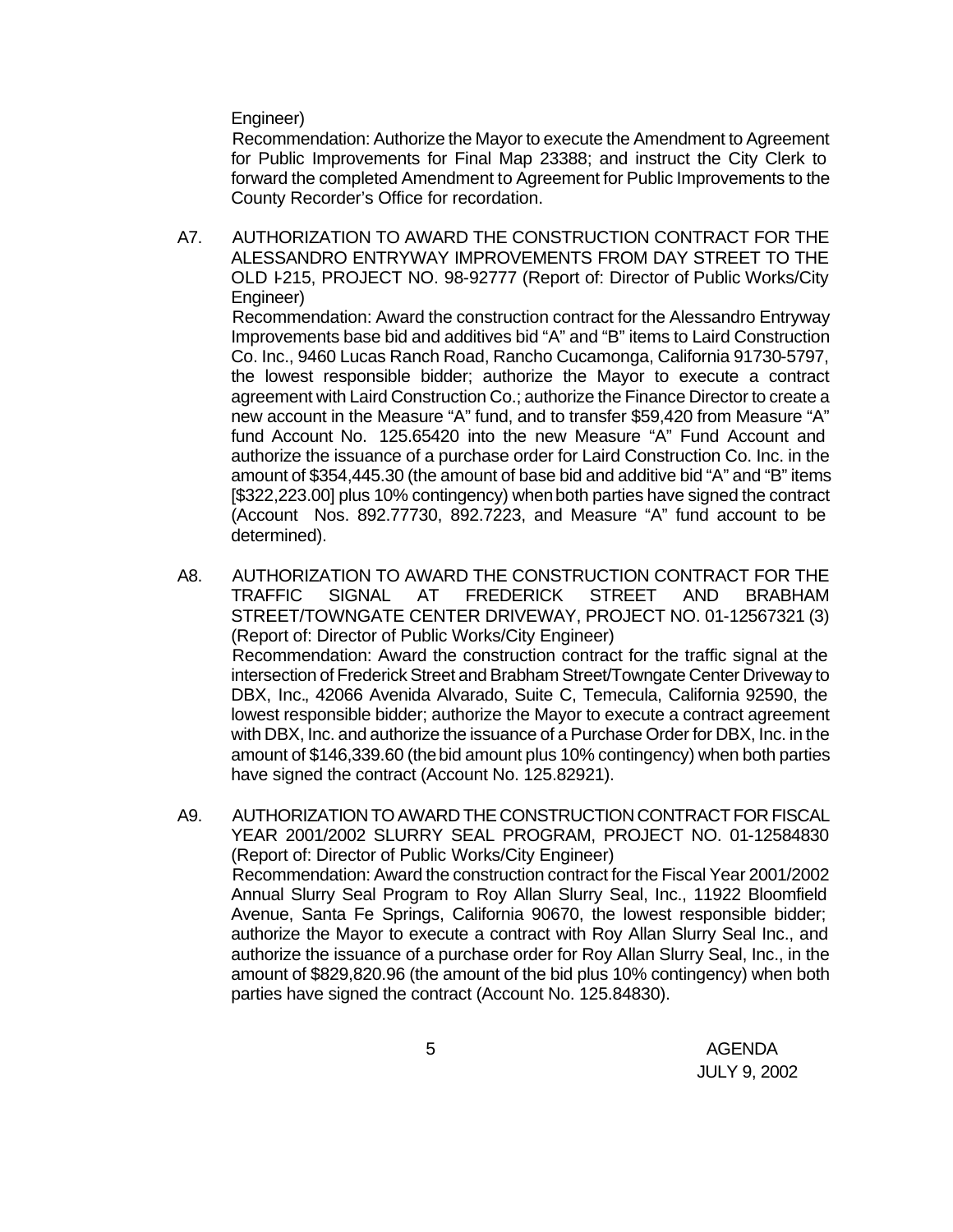Engineer)

Recommendation: Authorize the Mayor to execute the Amendment to Agreement for Public Improvements for Final Map 23388; and instruct the City Clerk to forward the completed Amendment to Agreement for Public Improvements to the County Recorder's Office for recordation.

A7. AUTHORIZATION TO AWARD THE CONSTRUCTION CONTRACT FOR THE ALESSANDRO ENTRYWAY IMPROVEMENTS FROM DAY STREET TO THE OLD I-215, PROJECT NO. 98-92777 (Report of: Director of Public Works/City Engineer)

Recommendation: Award the construction contract for the Alessandro Entryway Improvements base bid and additives bid "A" and "B" items to Laird Construction Co. Inc., 9460 Lucas Ranch Road, Rancho Cucamonga, California 91730-5797, the lowest responsible bidder; authorize the Mayor to execute a contract agreement with Laird Construction Co.; authorize the Finance Director to create a new account in the Measure "A" fund, and to transfer $59,420 from Measure "A" fund Account No. 125.65420 into the new Measure "A" Fund Account and authorize the issuance of a purchase order for Laird Construction Co. Inc. in the amount of $354,445.30 (the amount of base bid and additive bid "A" and "B" items [$322,223.00] plus 10% contingency) when both parties have signed the contract (Account Nos. 892.77730, 892.7223, and Measure "A" fund account to be determined).

A8. AUTHORIZATION TO AWARD THE CONSTRUCTION CONTRACT FOR THE TRAFFIC SIGNAL AT FREDERICK STREET AND BRABHAM STREET/TOWNGATE CENTER DRIVEWAY, PROJECT NO. 01-12567321 (3) (Report of: Director of Public Works/City Engineer)

Recommendation: Award the construction contract for the traffic signal at the intersection of Frederick Street and Brabham Street/Towngate Center Driveway to DBX, Inc., 42066 Avenida Alvarado, Suite C, Temecula, California 92590, the lowest responsible bidder; authorize the Mayor to execute a contract agreement with DBX, Inc. and authorize the issuance of a Purchase Order for DBX, Inc. in the amount of $146,339.60 (the bid amount plus 10% contingency) when both parties have signed the contract (Account No. 125.82921).

A9. AUTHORIZATION TO AWARD THE CONSTRUCTION CONTRACT FOR FISCAL YEAR 2001/2002 SLURRY SEAL PROGRAM, PROJECT NO. 01-12584830 (Report of: Director of Public Works/City Engineer)

Recommendation: Award the construction contract for the Fiscal Year 2001/2002 Annual Slurry Seal Program to Roy Allan Slurry Seal, Inc., 11922 Bloomfield Avenue, Santa Fe Springs, California 90670, the lowest responsible bidder; authorize the Mayor to execute a contract with Roy Allan Slurry Seal Inc., and authorize the issuance of a purchase order for Roy Allan Slurry Seal, Inc., in the amount of $829,820.96 (the amount of the bid plus 10% contingency) when both parties have signed the contract (Account No. 125.84830).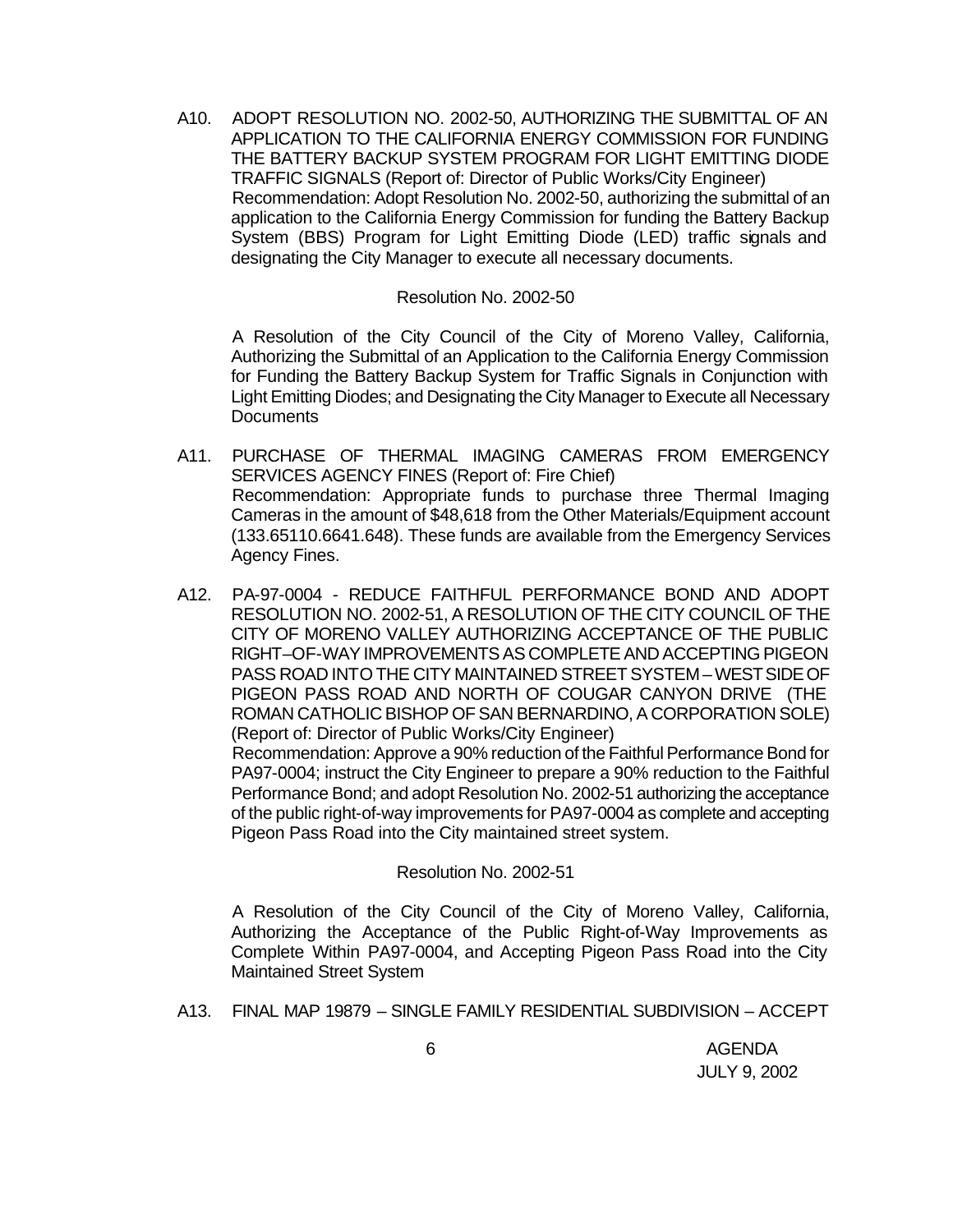A10. ADOPT RESOLUTION NO. 2002-50, AUTHORIZING THE SUBMITTAL OF AN APPLICATION TO THE CALIFORNIA ENERGY COMMISSION FOR FUNDING THE BATTERY BACKUP SYSTEM PROGRAM FOR LIGHT EMITTING DIODE TRAFFIC SIGNALS (Report of: Director of Public Works/City Engineer)
Recommendation: Adopt Resolution No. 2002-50, authorizing the submittal of an application to the California Energy Commission for funding the Battery Backup System (BBS) Program for Light Emitting Diode (LED) traffic signals and designating the City Manager to execute all necessary documents.

Resolution No. 2002-50

A Resolution of the City Council of the City of Moreno Valley, California, Authorizing the Submittal of an Application to the California Energy Commission for Funding the Battery Backup System for Traffic Signals in Conjunction with Light Emitting Diodes; and Designating the City Manager to Execute all Necessary Documents

A11. PURCHASE OF THERMAL IMAGING CAMERAS FROM EMERGENCY SERVICES AGENCY FINES (Report of: Fire Chief)
Recommendation: Appropriate funds to purchase three Thermal Imaging Cameras in the amount of $48,618 from the Other Materials/Equipment account (133.65110.6641.648). These funds are available from the Emergency Services Agency Fines.

A12. PA-97-0004 - REDUCE FAITHFUL PERFORMANCE BOND AND ADOPT RESOLUTION NO. 2002-51, A RESOLUTION OF THE CITY COUNCIL OF THE CITY OF MORENO VALLEY AUTHORIZING ACCEPTANCE OF THE PUBLIC RIGHT–OF-WAY IMPROVEMENTS AS COMPLETE AND ACCEPTING PIGEON PASS ROAD INTO THE CITY MAINTAINED STREET SYSTEM – WEST SIDE OF PIGEON PASS ROAD AND NORTH OF COUGAR CANYON DRIVE (THE ROMAN CATHOLIC BISHOP OF SAN BERNARDINO, A CORPORATION SOLE) (Report of: Director of Public Works/City Engineer)
Recommendation: Approve a 90% reduction of the Faithful Performance Bond for PA97-0004; instruct the City Engineer to prepare a 90% reduction to the Faithful Performance Bond; and adopt Resolution No. 2002-51 authorizing the acceptance of the public right-of-way improvements for PA97-0004 as complete and accepting Pigeon Pass Road into the City maintained street system.

Resolution No. 2002-51

A Resolution of the City Council of the City of Moreno Valley, California, Authorizing the Acceptance of the Public Right-of-Way Improvements as Complete Within PA97-0004, and Accepting Pigeon Pass Road into the City Maintained Street System

A13. FINAL MAP 19879 – SINGLE FAMILY RESIDENTIAL SUBDIVISION – ACCEPT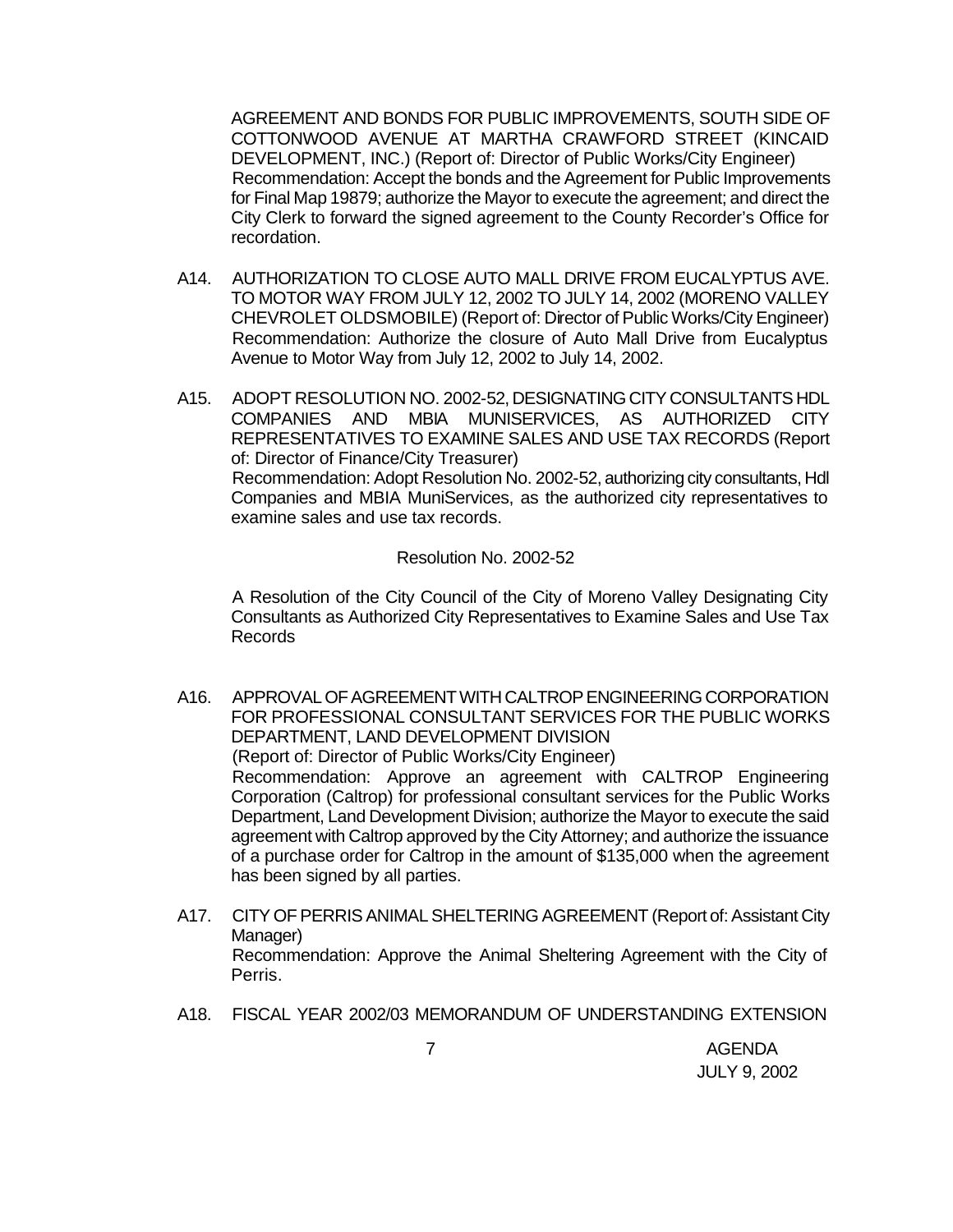AGREEMENT AND BONDS FOR PUBLIC IMPROVEMENTS, SOUTH SIDE OF COTTONWOOD AVENUE AT MARTHA CRAWFORD STREET (KINCAID DEVELOPMENT, INC.) (Report of: Director of Public Works/City Engineer)
Recommendation: Accept the bonds and the Agreement for Public Improvements for Final Map 19879; authorize the Mayor to execute the agreement; and direct the City Clerk to forward the signed agreement to the County Recorder's Office for recordation.

A14. AUTHORIZATION TO CLOSE AUTO MALL DRIVE FROM EUCALYPTUS AVE. TO MOTOR WAY FROM JULY 12, 2002 TO JULY 14, 2002 (MORENO VALLEY CHEVROLET OLDSMOBILE) (Report of: Director of Public Works/City Engineer)
Recommendation: Authorize the closure of Auto Mall Drive from Eucalyptus Avenue to Motor Way from July 12, 2002 to July 14, 2002.

A15. ADOPT RESOLUTION NO. 2002-52, DESIGNATING CITY CONSULTANTS HDL COMPANIES AND MBIA MUNISERVICES, AS AUTHORIZED CITY REPRESENTATIVES TO EXAMINE SALES AND USE TAX RECORDS (Report of: Director of Finance/City Treasurer)
Recommendation: Adopt Resolution No. 2002-52, authorizing city consultants, Hdl Companies and MBIA MuniServices, as the authorized city representatives to examine sales and use tax records.

Resolution No. 2002-52

A Resolution of the City Council of the City of Moreno Valley Designating City Consultants as Authorized City Representatives to Examine Sales and Use Tax Records

A16. APPROVAL OF AGREEMENT WITH CALTROP ENGINEERING CORPORATION FOR PROFESSIONAL CONSULTANT SERVICES FOR THE PUBLIC WORKS DEPARTMENT, LAND DEVELOPMENT DIVISION
(Report of: Director of Public Works/City Engineer)
Recommendation: Approve an agreement with CALTROP Engineering Corporation (Caltrop) for professional consultant services for the Public Works Department, Land Development Division; authorize the Mayor to execute the said agreement with Caltrop approved by the City Attorney; and authorize the issuance of a purchase order for Caltrop in the amount of $135,000 when the agreement has been signed by all parties.

A17. CITY OF PERRIS ANIMAL SHELTERING AGREEMENT (Report of: Assistant City Manager)
Recommendation: Approve the Animal Sheltering Agreement with the City of Perris.

A18. FISCAL YEAR 2002/03 MEMORANDUM OF UNDERSTANDING EXTENSION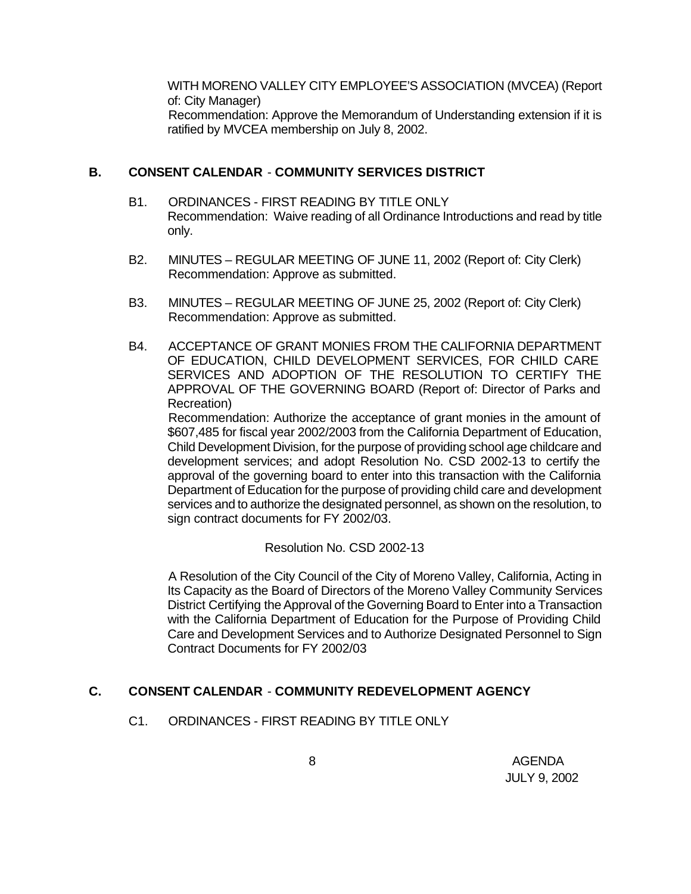WITH MORENO VALLEY CITY EMPLOYEE'S ASSOCIATION (MVCEA) (Report of: City Manager)
Recommendation: Approve the Memorandum of Understanding extension if it is ratified by MVCEA membership on July 8, 2002.

## B. CONSENT CALENDAR - COMMUNITY SERVICES DISTRICT

B1. ORDINANCES - FIRST READING BY TITLE ONLY
Recommendation: Waive reading of all Ordinance Introductions and read by title only.

B2. MINUTES – REGULAR MEETING OF JUNE 11, 2002 (Report of: City Clerk)
Recommendation: Approve as submitted.

B3. MINUTES – REGULAR MEETING OF JUNE 25, 2002 (Report of: City Clerk)
Recommendation: Approve as submitted.

B4. ACCEPTANCE OF GRANT MONIES FROM THE CALIFORNIA DEPARTMENT OF EDUCATION, CHILD DEVELOPMENT SERVICES, FOR CHILD CARE SERVICES AND ADOPTION OF THE RESOLUTION TO CERTIFY THE APPROVAL OF THE GOVERNING BOARD (Report of: Director of Parks and Recreation)
Recommendation: Authorize the acceptance of grant monies in the amount of $607,485 for fiscal year 2002/2003 from the California Department of Education, Child Development Division, for the purpose of providing school age childcare and development services; and adopt Resolution No. CSD 2002-13 to certify the approval of the governing board to enter into this transaction with the California Department of Education for the purpose of providing child care and development services and to authorize the designated personnel, as shown on the resolution, to sign contract documents for FY 2002/03.

Resolution No. CSD 2002-13

A Resolution of the City Council of the City of Moreno Valley, California, Acting in Its Capacity as the Board of Directors of the Moreno Valley Community Services District Certifying the Approval of the Governing Board to Enter into a Transaction with the California Department of Education for the Purpose of Providing Child Care and Development Services and to Authorize Designated Personnel to Sign Contract Documents for FY 2002/03

## C. CONSENT CALENDAR - COMMUNITY REDEVELOPMENT AGENCY

C1. ORDINANCES - FIRST READING BY TITLE ONLY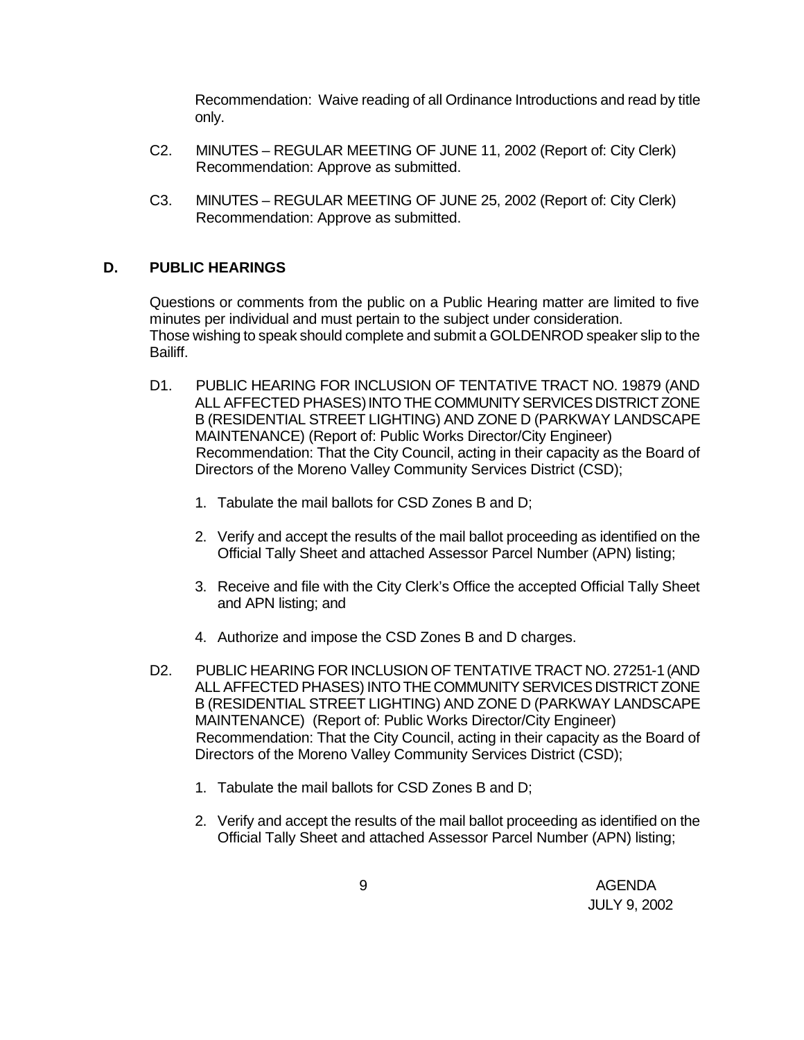Recommendation: Waive reading of all Ordinance Introductions and read by title only.

C2. MINUTES – REGULAR MEETING OF JUNE 11, 2002 (Report of: City Clerk)
Recommendation: Approve as submitted.

C3. MINUTES – REGULAR MEETING OF JUNE 25, 2002 (Report of: City Clerk)
Recommendation: Approve as submitted.

## D. PUBLIC HEARINGS

Questions or comments from the public on a Public Hearing matter are limited to five minutes per individual and must pertain to the subject under consideration.
Those wishing to speak should complete and submit a GOLDENROD speaker slip to the Bailiff.

D1. PUBLIC HEARING FOR INCLUSION OF TENTATIVE TRACT NO. 19879 (AND ALL AFFECTED PHASES) INTO THE COMMUNITY SERVICES DISTRICT ZONE B (RESIDENTIAL STREET LIGHTING) AND ZONE D (PARKWAY LANDSCAPE MAINTENANCE) (Report of: Public Works Director/City Engineer)
Recommendation: That the City Council, acting in their capacity as the Board of Directors of the Moreno Valley Community Services District (CSD);

1. Tabulate the mail ballots for CSD Zones B and D;
2. Verify and accept the results of the mail ballot proceeding as identified on the Official Tally Sheet and attached Assessor Parcel Number (APN) listing;
3. Receive and file with the City Clerk's Office the accepted Official Tally Sheet and APN listing; and
4. Authorize and impose the CSD Zones B and D charges.

D2. PUBLIC HEARING FOR INCLUSION OF TENTATIVE TRACT NO. 27251-1 (AND ALL AFFECTED PHASES) INTO THE COMMUNITY SERVICES DISTRICT ZONE B (RESIDENTIAL STREET LIGHTING) AND ZONE D (PARKWAY LANDSCAPE MAINTENANCE) (Report of: Public Works Director/City Engineer)
Recommendation: That the City Council, acting in their capacity as the Board of Directors of the Moreno Valley Community Services District (CSD);

1. Tabulate the mail ballots for CSD Zones B and D;
2. Verify and accept the results of the mail ballot proceeding as identified on the Official Tally Sheet and attached Assessor Parcel Number (APN) listing;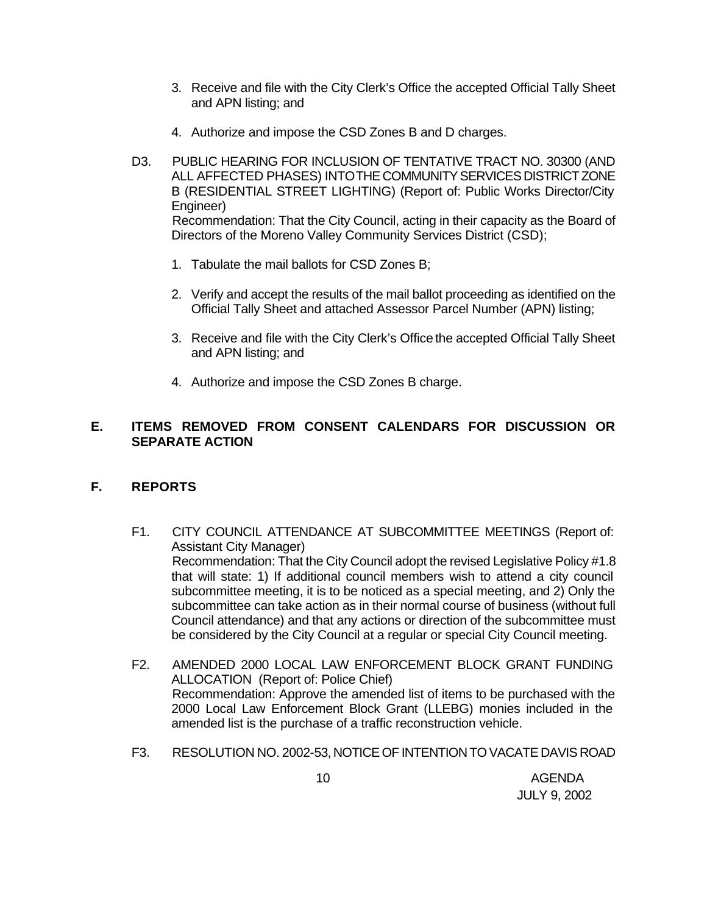3. Receive and file with the City Clerk's Office the accepted Official Tally Sheet and APN listing; and

4. Authorize and impose the CSD Zones B and D charges.

D3. PUBLIC HEARING FOR INCLUSION OF TENTATIVE TRACT NO. 30300 (AND ALL AFFECTED PHASES) INTO THE COMMUNITY SERVICES DISTRICT ZONE B (RESIDENTIAL STREET LIGHTING) (Report of: Public Works Director/City Engineer)
Recommendation: That the City Council, acting in their capacity as the Board of Directors of the Moreno Valley Community Services District (CSD);

1. Tabulate the mail ballots for CSD Zones B;

2. Verify and accept the results of the mail ballot proceeding as identified on the Official Tally Sheet and attached Assessor Parcel Number (APN) listing;

3. Receive and file with the City Clerk's Office the accepted Official Tally Sheet and APN listing; and

4. Authorize and impose the CSD Zones B charge.

## E. ITEMS REMOVED FROM CONSENT CALENDARS FOR DISCUSSION OR SEPARATE ACTION

## F. REPORTS

F1. CITY COUNCIL ATTENDANCE AT SUBCOMMITTEE MEETINGS (Report of: Assistant City Manager)
Recommendation: That the City Council adopt the revised Legislative Policy #1.8 that will state: 1) If additional council members wish to attend a city council subcommittee meeting, it is to be noticed as a special meeting, and 2) Only the subcommittee can take action as in their normal course of business (without full Council attendance) and that any actions or direction of the subcommittee must be considered by the City Council at a regular or special City Council meeting.

F2. AMENDED 2000 LOCAL LAW ENFORCEMENT BLOCK GRANT FUNDING ALLOCATION (Report of: Police Chief)
Recommendation: Approve the amended list of items to be purchased with the 2000 Local Law Enforcement Block Grant (LLEBG) monies included in the amended list is the purchase of a traffic reconstruction vehicle.

F3. RESOLUTION NO. 2002-53, NOTICE OF INTENTION TO VACATE DAVIS ROAD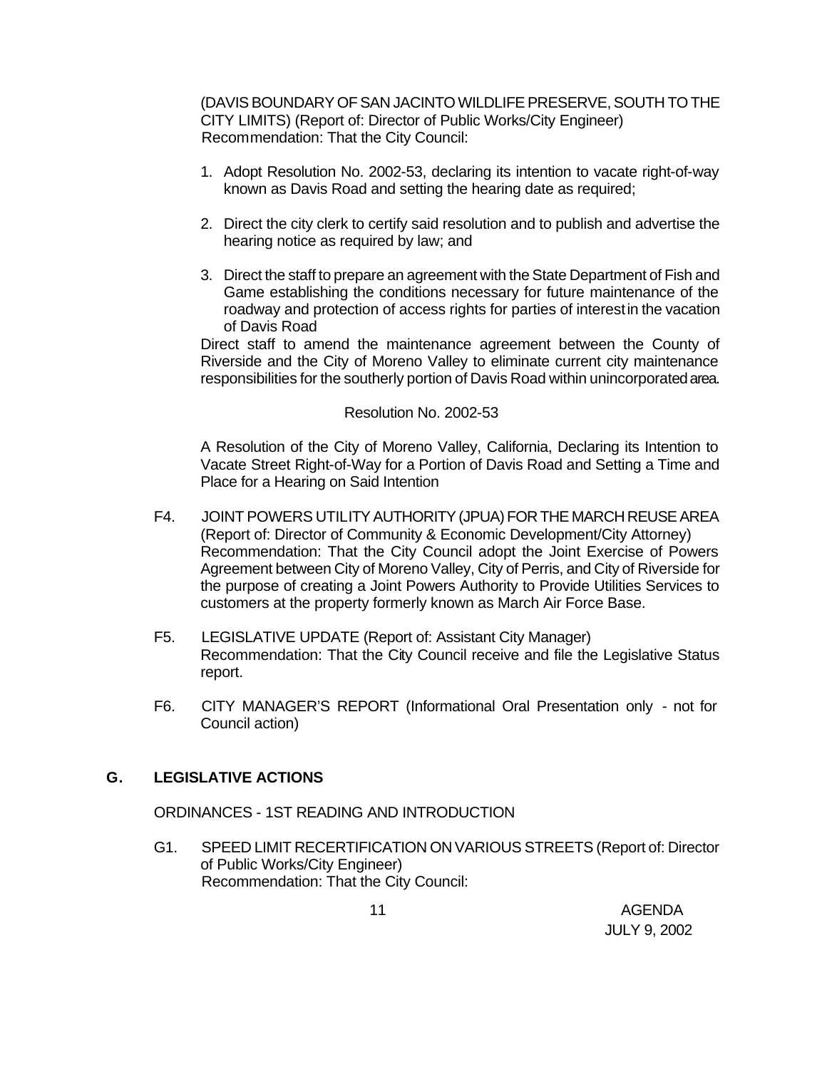(DAVIS BOUNDARY OF SAN JACINTO WILDLIFE PRESERVE, SOUTH TO THE CITY LIMITS) (Report of: Director of Public Works/City Engineer)
Recommendation: That the City Council:

1. Adopt Resolution No. 2002-53, declaring its intention to vacate right-of-way known as Davis Road and setting the hearing date as required;

2. Direct the city clerk to certify said resolution and to publish and advertise the hearing notice as required by law; and

3. Direct the staff to prepare an agreement with the State Department of Fish and Game establishing the conditions necessary for future maintenance of the roadway and protection of access rights for parties of interest in the vacation of Davis Road

Direct staff to amend the maintenance agreement between the County of Riverside and the City of Moreno Valley to eliminate current city maintenance responsibilities for the southerly portion of Davis Road within unincorporated area.

Resolution No. 2002-53

A Resolution of the City of Moreno Valley, California, Declaring its Intention to Vacate Street Right-of-Way for a Portion of Davis Road and Setting a Time and Place for a Hearing on Said Intention

F4. JOINT POWERS UTILITY AUTHORITY (JPUA) FOR THE MARCH REUSE AREA (Report of: Director of Community & Economic Development/City Attorney)
Recommendation: That the City Council adopt the Joint Exercise of Powers Agreement between City of Moreno Valley, City of Perris, and City of Riverside for the purpose of creating a Joint Powers Authority to Provide Utilities Services to customers at the property formerly known as March Air Force Base.

F5. LEGISLATIVE UPDATE (Report of: Assistant City Manager)
Recommendation: That the City Council receive and file the Legislative Status report.

F6. CITY MANAGER'S REPORT (Informational Oral Presentation only - not for Council action)

## G. LEGISLATIVE ACTIONS

ORDINANCES - 1ST READING AND INTRODUCTION

G1. SPEED LIMIT RECERTIFICATION ON VARIOUS STREETS (Report of: Director of Public Works/City Engineer)
Recommendation: That the City Council: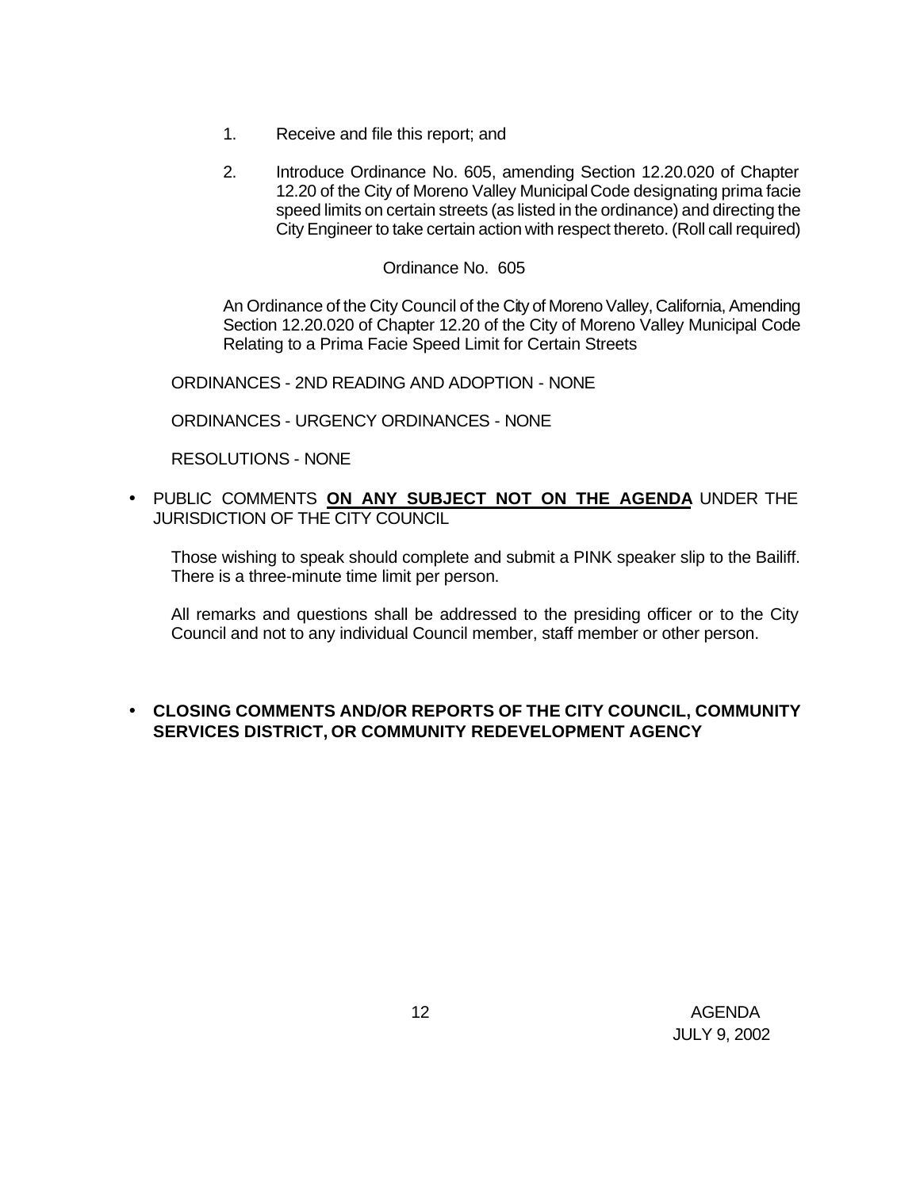1. Receive and file this report; and

2. Introduce Ordinance No. 605, amending Section 12.20.020 of Chapter 12.20 of the City of Moreno Valley Municipal Code designating prima facie speed limits on certain streets (as listed in the ordinance) and directing the City Engineer to take certain action with respect thereto. (Roll call required)

Ordinance No. 605

An Ordinance of the City Council of the City of Moreno Valley, California, Amending Section 12.20.020 of Chapter 12.20 of the City of Moreno Valley Municipal Code Relating to a Prima Facie Speed Limit for Certain Streets

ORDINANCES - 2ND READING AND ADOPTION - NONE

ORDINANCES - URGENCY ORDINANCES - NONE

RESOLUTIONS - NONE

- PUBLIC COMMENTS **ON ANY SUBJECT NOT ON THE AGENDA** UNDER THE JURISDICTION OF THE CITY COUNCIL

  Those wishing to speak should complete and submit a PINK speaker slip to the Bailiff. There is a three-minute time limit per person.

  All remarks and questions shall be addressed to the presiding officer or to the City Council and not to any individual Council member, staff member or other person.

- **CLOSING COMMENTS AND/OR REPORTS OF THE CITY COUNCIL, COMMUNITY SERVICES DISTRICT, OR COMMUNITY REDEVELOPMENT AGENCY**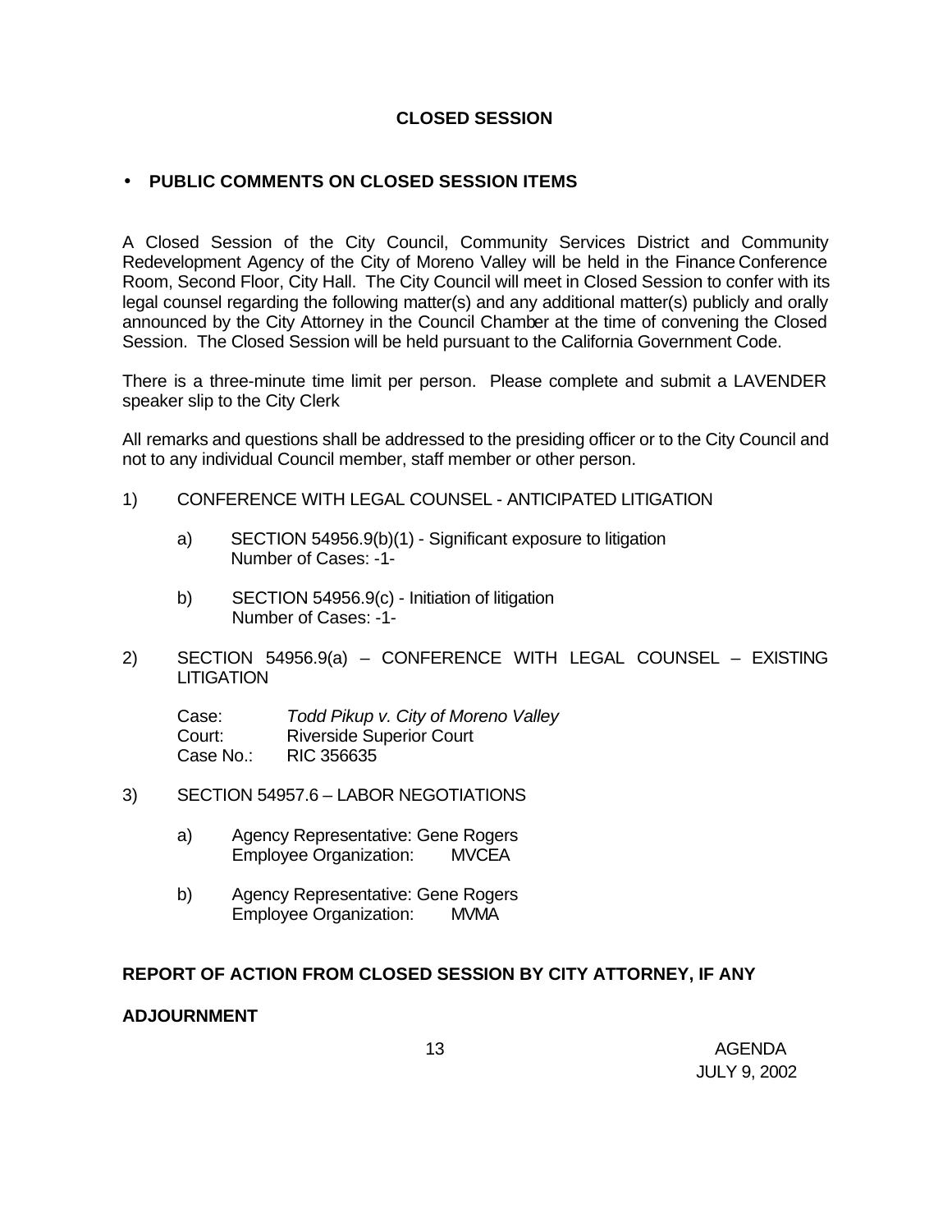## CLOSED SESSION

- **PUBLIC COMMENTS ON CLOSED SESSION ITEMS**

A Closed Session of the City Council, Community Services District and Community Redevelopment Agency of the City of Moreno Valley will be held in the Finance Conference Room, Second Floor, City Hall. The City Council will meet in Closed Session to confer with its legal counsel regarding the following matter(s) and any additional matter(s) publicly and orally announced by the City Attorney in the Council Chamber at the time of convening the Closed Session. The Closed Session will be held pursuant to the California Government Code.

There is a three-minute time limit per person. Please complete and submit a LAVENDER speaker slip to the City Clerk

All remarks and questions shall be addressed to the presiding officer or to the City Council and not to any individual Council member, staff member or other person.

1) CONFERENCE WITH LEGAL COUNSEL - ANTICIPATED LITIGATION

   a) SECTION 54956.9(b)(1) - Significant exposure to litigation
      Number of Cases: -1-

   b) SECTION 54956.9(c) - Initiation of litigation
      Number of Cases: -1-

2) SECTION 54956.9(a) – CONFERENCE WITH LEGAL COUNSEL – EXISTING LITIGATION

   Case: *Todd Pikup v. City of Moreno Valley*
   Court: Riverside Superior Court
   Case No.: RIC 356635

3) SECTION 54957.6 – LABOR NEGOTIATIONS

   a) Agency Representative: Gene Rogers
      Employee Organization: MVCEA

   b) Agency Representative: Gene Rogers
      Employee Organization: MVMA

**REPORT OF ACTION FROM CLOSED SESSION BY CITY ATTORNEY, IF ANY**

**ADJOURNMENT**